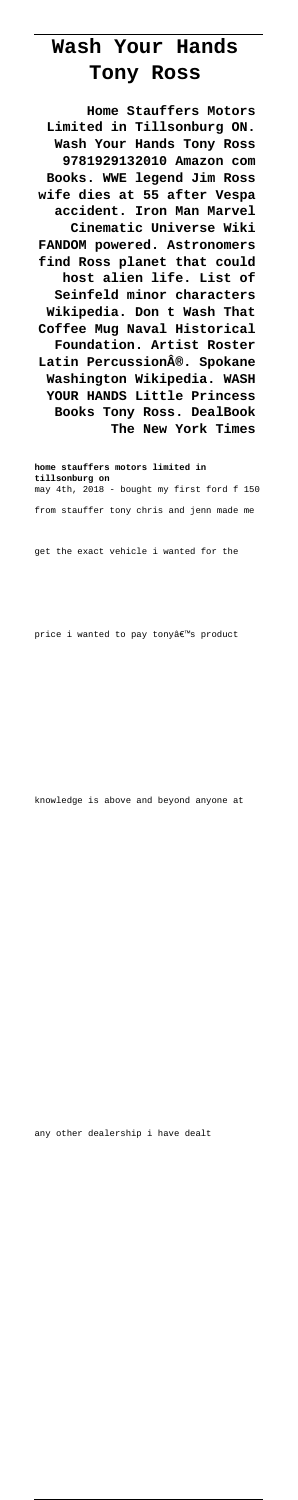# Wash Your Hands Tony Ross

**Home Stauffers Motors Limited in Tillsonburg ON. Wash Your Hands Tony Ross 9781929132010 Amazon com Books. WWE legend Jim Ross wife dies at 55 after Vespa accident. Iron Man Marvel Cinematic Universe Wiki FANDOM powered. Astronomers find Ross planet that could host alien life. List of Seinfeld minor characters Wikipedia. Don t Wash That Coffee Mug Naval Historical Foundation. Artist Roster Latin Percussion®. Spokane Washington Wikipedia. WASH YOUR HANDS Little Princess Books Tony Ross. DealBook The New York Times**

**home stauffers motors limited in tillsonburg on**
may 4th, 2018 - bought my first ford f 150 from stauffer tony chris and jenn made me get the exact vehicle i wanted for the price i wanted to pay tonyâ€™s product knowledge is above and beyond anyone at any other dealership i have dealt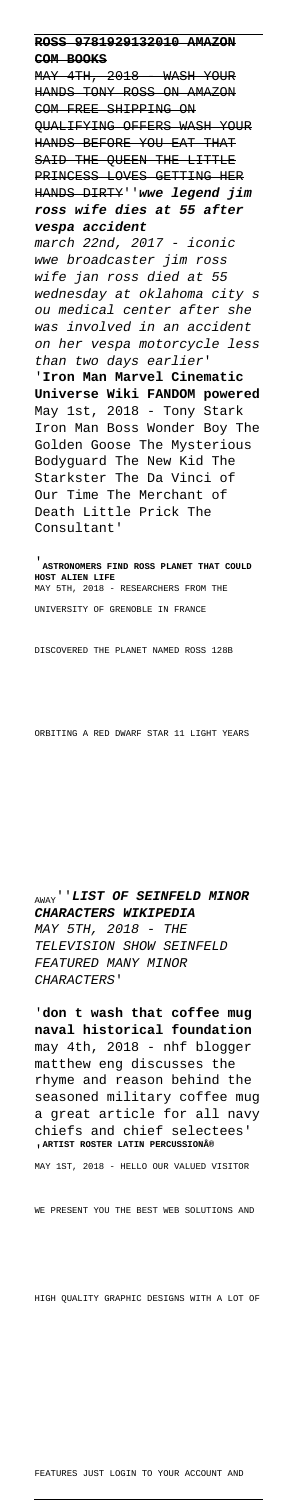~~**ROSS 9781929132010 AMAZON COM BOOKS**~~

~~MAY 4TH, 2018 - WASH YOUR HANDS TONY ROSS ON AMAZON COM FREE SHIPPING ON QUALIFYING OFFERS WASH YOUR HANDS BEFORE YOU EAT THAT SAID THE QUEEN THE LITTLE PRINCESS LOVES GETTING HER HANDS DIRTY~~''***wwe legend jim ross wife dies at 55 after vespa accident***

*march 22nd, 2017 - iconic wwe broadcaster jim ross wife jan ross died at 55 wednesday at oklahoma city s ou medical center after she was involved in an accident on her vespa motorcycle less than two days earlier*'

'**Iron Man Marvel Cinematic Universe Wiki FANDOM powered**

May 1st, 2018 - Tony Stark Iron Man Boss Wonder Boy The Golden Goose The Mysterious Bodyguard The New Kid The Starkster The Da Vinci of Our Time The Merchant of Death Little Prick The Consultant'

'**ASTRONOMERS FIND ROSS PLANET THAT COULD HOST ALIEN LIFE**

MAY 5TH, 2018 - RESEARCHERS FROM THE UNIVERSITY OF GRENOBLE IN FRANCE DISCOVERED THE PLANET NAMED ROSS 128B ORBITING A RED DWARF STAR 11 LIGHT YEARS AWAY''***LIST OF SEINFELD MINOR CHARACTERS WIKIPEDIA***

*MAY 5TH, 2018 - THE TELEVISION SHOW SEINFELD FEATURED MANY MINOR CHARACTERS*'

'**don t wash that coffee mug naval historical foundation**

may 4th, 2018 - nhf blogger matthew eng discusses the rhyme and reason behind the seasoned military coffee mug a great article for all navy chiefs and chief selectees'

'**ARTIST ROSTER LATIN PERCUSSION®**

MAY 1ST, 2018 - HELLO OUR VALUED VISITOR WE PRESENT YOU THE BEST WEB SOLUTIONS AND HIGH QUALITY GRAPHIC DESIGNS WITH A LOT OF FEATURES JUST LOGIN TO YOUR ACCOUNT AND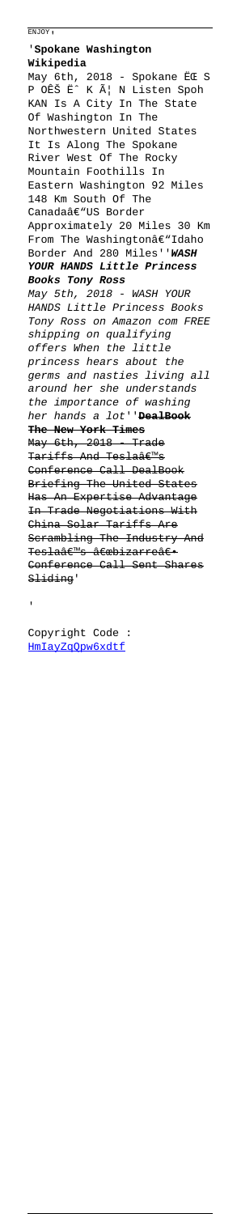ENJOY'

'**Spokane Washington Wikipedia**
May 6th, 2018 - Spokane ËŒ S P OÊŠ Ëˆ K Ã¦ N Listen Spoh KAN Is A City In The State Of Washington In The Northwestern United States It Is Along The Spokane River West Of The Rocky Mountain Foothills In Eastern Washington 92 Miles 148 Km South Of The Canadaâ€"US Border Approximately 20 Miles 30 Km From The Washingtonâ€"Idaho Border And 280 Miles''***WASH YOUR HANDS Little Princess Books Tony Ross***
*May 5th, 2018 - WASH YOUR HANDS Little Princess Books Tony Ross on Amazon com FREE shipping on qualifying offers When the little princess hears about the germs and nasties living all around her she understands the importance of washing her hands a lot*''~~**DealBook The New York Times**~~
~~May 6th, 2018 - Trade Tariffs And Teslaâ€™s Conference Call DealBook Briefing The United States Has An Expertise Advantage In Trade Negotiations With China Solar Tariffs Are Scrambling The Industry And Teslaâ€™s â€œbizarreâ€• Conference Call Sent Shares Sliding~~'

'

Copyright Code : HmIayZqQpw6xdtf